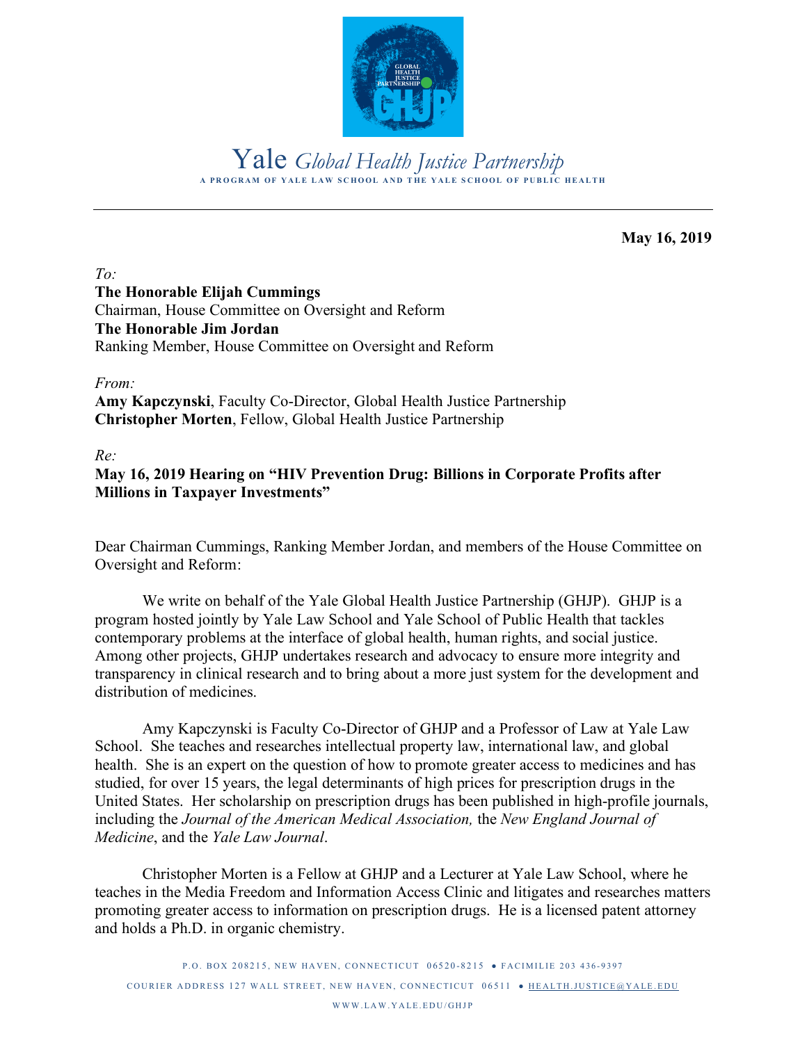# Yale *Global Health Justice Partnership*

A PROGRAM OF YALE LAW SCHOOL AND THE YALE SCHOOL OF PUBLIC HEALTH

---

**May 16, 2019**

*To:*
**The Honorable Elijah Cummings**
Chairman, House Committee on Oversight and Reform
**The Honorable Jim Jordan**
Ranking Member, House Committee on Oversight and Reform

*From:*
**Amy Kapczynski**, Faculty Co-Director, Global Health Justice Partnership
**Christopher Morten**, Fellow, Global Health Justice Partnership

*Re:*
**May 16, 2019 Hearing on "HIV Prevention Drug: Billions in Corporate Profits after Millions in Taxpayer Investments"**

Dear Chairman Cummings, Ranking Member Jordan, and members of the House Committee on Oversight and Reform:

We write on behalf of the Yale Global Health Justice Partnership (GHJP). GHJP is a program hosted jointly by Yale Law School and Yale School of Public Health that tackles contemporary problems at the interface of global health, human rights, and social justice. Among other projects, GHJP undertakes research and advocacy to ensure more integrity and transparency in clinical research and to bring about a more just system for the development and distribution of medicines.

Amy Kapczynski is Faculty Co-Director of GHJP and a Professor of Law at Yale Law School. She teaches and researches intellectual property law, international law, and global health. She is an expert on the question of how to promote greater access to medicines and has studied, for over 15 years, the legal determinants of high prices for prescription drugs in the United States. Her scholarship on prescription drugs has been published in high-profile journals, including the *Journal of the American Medical Association,* the *New England Journal of Medicine*, and the *Yale Law Journal*.

Christopher Morten is a Fellow at GHJP and a Lecturer at Yale Law School, where he teaches in the Media Freedom and Information Access Clinic and litigates and researches matters promoting greater access to information on prescription drugs. He is a licensed patent attorney and holds a Ph.D. in organic chemistry.

P.O. BOX 208215, NEW HAVEN, CONNECTICUT 06520-8215 • FACIMILIE 203 436-9397
COURIER ADDRESS 127 WALL STREET, NEW HAVEN, CONNECTICUT 06511 • HEALTH.JUSTICE@YALE.EDU
WWW.LAW.YALE.EDU/GHJP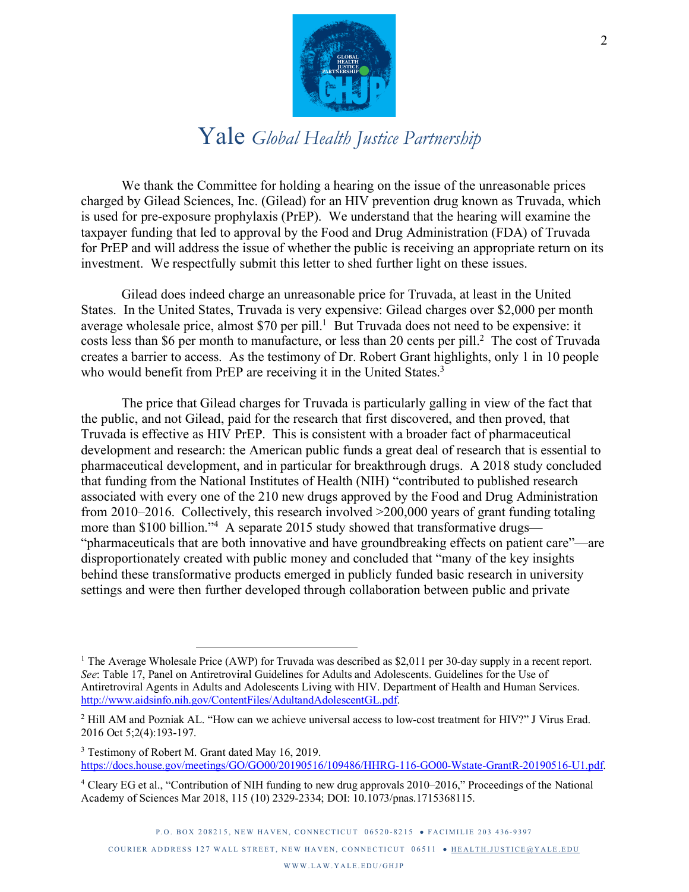Yale *Global Health Justice Partnership*

We thank the Committee for holding a hearing on the issue of the unreasonable prices charged by Gilead Sciences, Inc. (Gilead) for an HIV prevention drug known as Truvada, which is used for pre-exposure prophylaxis (PrEP). We understand that the hearing will examine the taxpayer funding that led to approval by the Food and Drug Administration (FDA) of Truvada for PrEP and will address the issue of whether the public is receiving an appropriate return on its investment. We respectfully submit this letter to shed further light on these issues.

Gilead does indeed charge an unreasonable price for Truvada, at least in the United States. In the United States, Truvada is very expensive: Gilead charges over $2,000 per month average wholesale price, almost $70 per pill.[1] But Truvada does not need to be expensive: it costs less than $6 per month to manufacture, or less than 20 cents per pill.[2] The cost of Truvada creates a barrier to access. As the testimony of Dr. Robert Grant highlights, only 1 in 10 people who would benefit from PrEP are receiving it in the United States.[3]

The price that Gilead charges for Truvada is particularly galling in view of the fact that the public, and not Gilead, paid for the research that first discovered, and then proved, that Truvada is effective as HIV PrEP. This is consistent with a broader fact of pharmaceutical development and research: the American public funds a great deal of research that is essential to pharmaceutical development, and in particular for breakthrough drugs. A 2018 study concluded that funding from the National Institutes of Health (NIH) "contributed to published research associated with every one of the 210 new drugs approved by the Food and Drug Administration from 2010–2016. Collectively, this research involved >200,000 years of grant funding totaling more than $100 billion."[4] A separate 2015 study showed that transformative drugs—"pharmaceuticals that are both innovative and have groundbreaking effects on patient care"—are disproportionately created with public money and concluded that "many of the key insights behind these transformative products emerged in publicly funded basic research in university settings and were then further developed through collaboration between public and private

---

[1] The Average Wholesale Price (AWP) for Truvada was described as $2,011 per 30-day supply in a recent report. *See*: Table 17, Panel on Antiretroviral Guidelines for Adults and Adolescents. Guidelines for the Use of Antiretroviral Agents in Adults and Adolescents Living with HIV. Department of Health and Human Services. http://www.aidsinfo.nih.gov/ContentFiles/AdultandAdolescentGL.pdf.

[2] Hill AM and Pozniak AL. "How can we achieve universal access to low-cost treatment for HIV?" J Virus Erad. 2016 Oct 5;2(4):193-197.

[3] Testimony of Robert M. Grant dated May 16, 2019. https://docs.house.gov/meetings/GO/GO00/20190516/109486/HHRG-116-GO00-Wstate-GrantR-20190516-U1.pdf.

[4] Cleary EG et al., "Contribution of NIH funding to new drug approvals 2010–2016," Proceedings of the National Academy of Sciences Mar 2018, 115 (10) 2329-2334; DOI: 10.1073/pnas.1715368115.

P.O. BOX 208215, NEW HAVEN, CONNECTICUT 06520-8215 • FACIMILIE 203 436-9397

COURIER ADDRESS 127 WALL STREET, NEW HAVEN, CONNECTICUT 06511 • HEALTH.JUSTICE@YALE.EDU

WWW.LAW.YALE.EDU/GHJP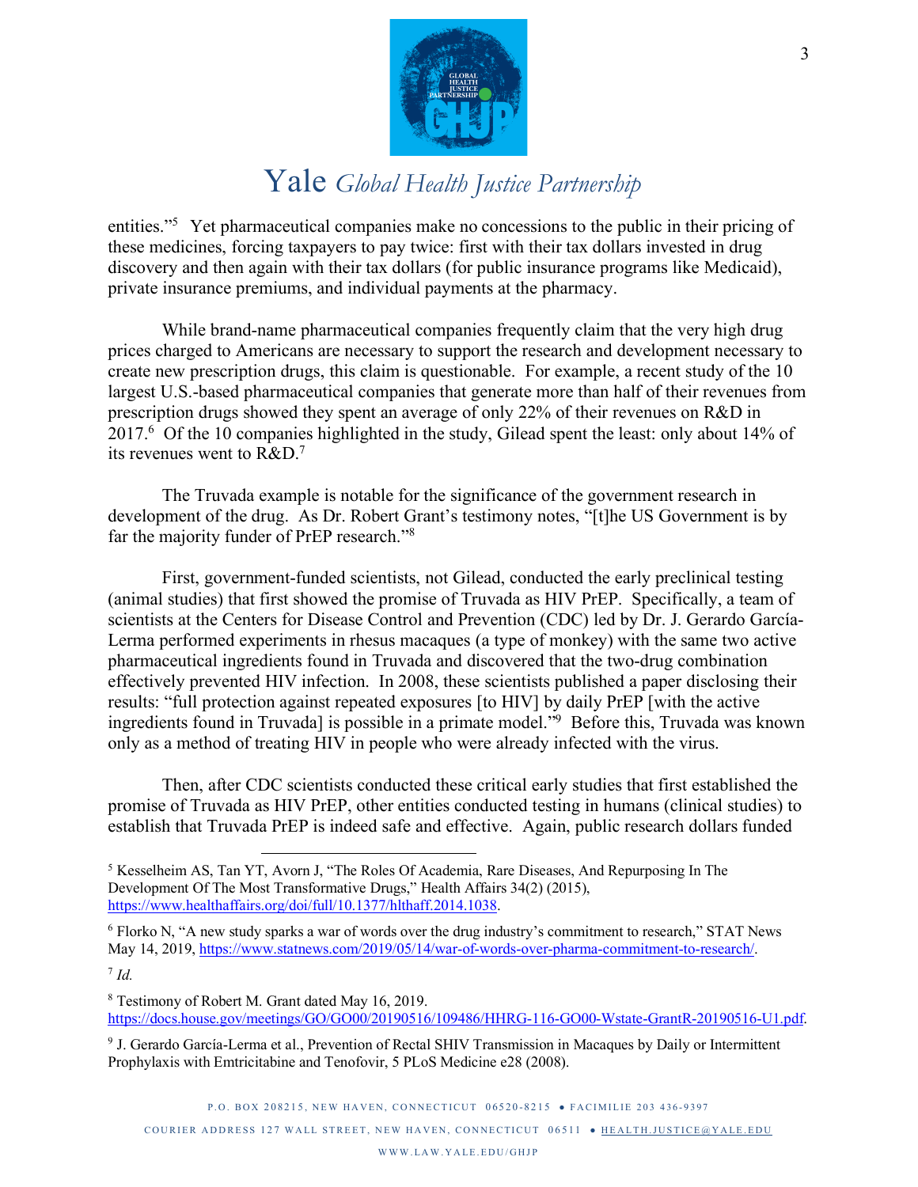entities."[5] Yet pharmaceutical companies make no concessions to the public in their pricing of these medicines, forcing taxpayers to pay twice: first with their tax dollars invested in drug discovery and then again with their tax dollars (for public insurance programs like Medicaid), private insurance premiums, and individual payments at the pharmacy.

While brand-name pharmaceutical companies frequently claim that the very high drug prices charged to Americans are necessary to support the research and development necessary to create new prescription drugs, this claim is questionable. For example, a recent study of the 10 largest U.S.-based pharmaceutical companies that generate more than half of their revenues from prescription drugs showed they spent an average of only 22% of their revenues on R&D in 2017.[6] Of the 10 companies highlighted in the study, Gilead spent the least: only about 14% of its revenues went to R&D.[7]

The Truvada example is notable for the significance of the government research in development of the drug. As Dr. Robert Grant's testimony notes, "[t]he US Government is by far the majority funder of PrEP research."[8]

First, government-funded scientists, not Gilead, conducted the early preclinical testing (animal studies) that first showed the promise of Truvada as HIV PrEP. Specifically, a team of scientists at the Centers for Disease Control and Prevention (CDC) led by Dr. J. Gerardo García-Lerma performed experiments in rhesus macaques (a type of monkey) with the same two active pharmaceutical ingredients found in Truvada and discovered that the two-drug combination effectively prevented HIV infection. In 2008, these scientists published a paper disclosing their results: "full protection against repeated exposures [to HIV] by daily PrEP [with the active ingredients found in Truvada] is possible in a primate model."[9] Before this, Truvada was known only as a method of treating HIV in people who were already infected with the virus.

Then, after CDC scientists conducted these critical early studies that first established the promise of Truvada as HIV PrEP, other entities conducted testing in humans (clinical studies) to establish that Truvada PrEP is indeed safe and effective. Again, public research dollars funded

---

[5] Kesselheim AS, Tan YT, Avorn J, "The Roles Of Academia, Rare Diseases, And Repurposing In The Development Of The Most Transformative Drugs," Health Affairs 34(2) (2015), https://www.healthaffairs.org/doi/full/10.1377/hlthaff.2014.1038.

[6] Florko N, "A new study sparks a war of words over the drug industry's commitment to research," STAT News May 14, 2019, https://www.statnews.com/2019/05/14/war-of-words-over-pharma-commitment-to-research/.

[7] *Id.*

[8] Testimony of Robert M. Grant dated May 16, 2019. https://docs.house.gov/meetings/GO/GO00/20190516/109486/HHRG-116-GO00-Wstate-GrantR-20190516-U1.pdf.

[9] J. Gerardo García-Lerma et al., Prevention of Rectal SHIV Transmission in Macaques by Daily or Intermittent Prophylaxis with Emtricitabine and Tenofovir, 5 PLoS Medicine e28 (2008).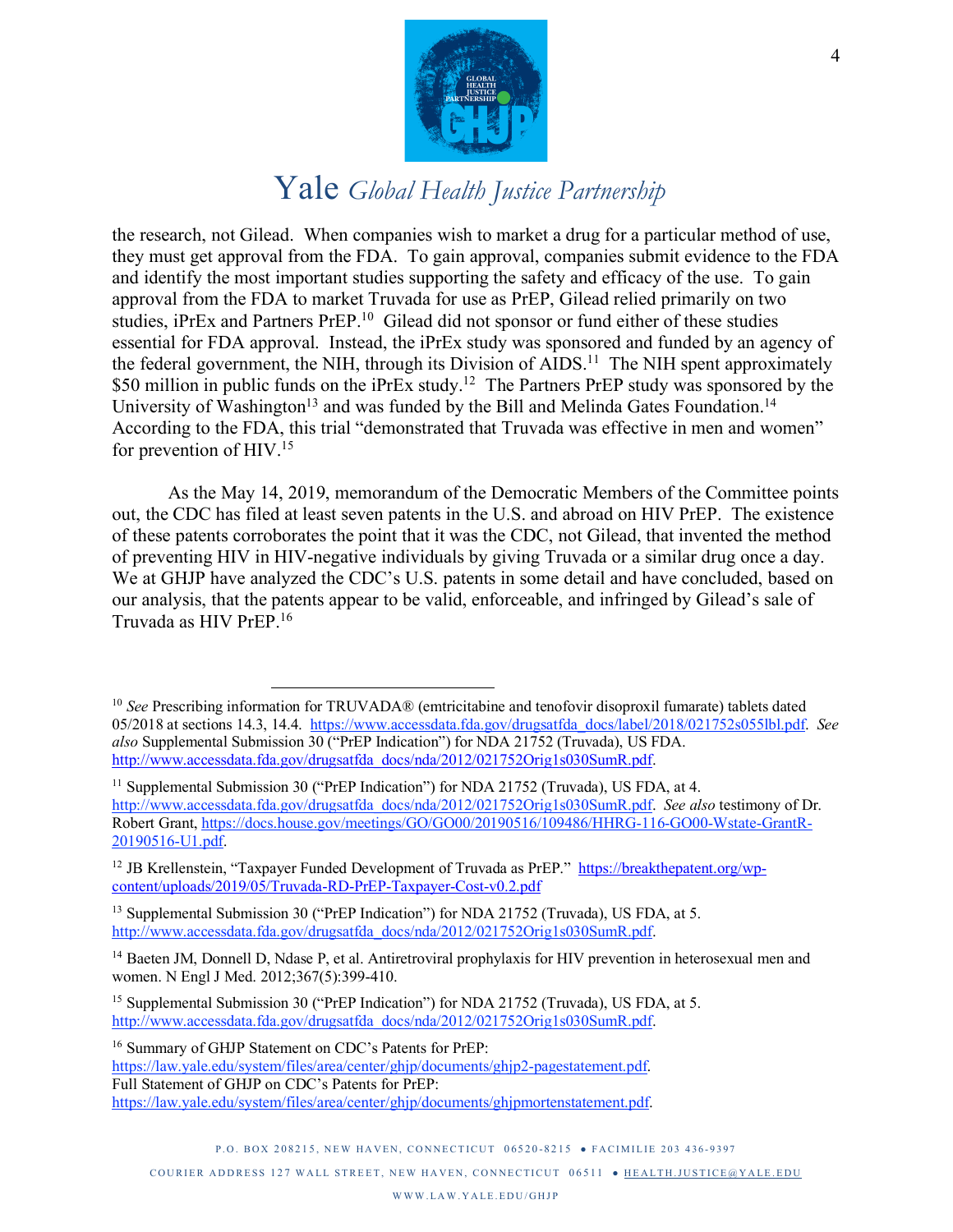the research, not Gilead. When companies wish to market a drug for a particular method of use, they must get approval from the FDA. To gain approval, companies submit evidence to the FDA and identify the most important studies supporting the safety and efficacy of the use. To gain approval from the FDA to market Truvada for use as PrEP, Gilead relied primarily on two studies, iPrEx and Partners PrEP.[10] Gilead did not sponsor or fund either of these studies essential for FDA approval. Instead, the iPrEx study was sponsored and funded by an agency of the federal government, the NIH, through its Division of AIDS.[11] The NIH spent approximately $50 million in public funds on the iPrEx study.[12] The Partners PrEP study was sponsored by the University of Washington[13] and was funded by the Bill and Melinda Gates Foundation.[14] According to the FDA, this trial "demonstrated that Truvada was effective in men and women" for prevention of HIV.[15]

As the May 14, 2019, memorandum of the Democratic Members of the Committee points out, the CDC has filed at least seven patents in the U.S. and abroad on HIV PrEP. The existence of these patents corroborates the point that it was the CDC, not Gilead, that invented the method of preventing HIV in HIV-negative individuals by giving Truvada or a similar drug once a day. We at GHJP have analyzed the CDC's U.S. patents in some detail and have concluded, based on our analysis, that the patents appear to be valid, enforceable, and infringed by Gilead's sale of Truvada as HIV PrEP.[16]

---

[10] *See* Prescribing information for TRUVADA® (emtricitabine and tenofovir disoproxil fumarate) tablets dated 05/2018 at sections 14.3, 14.4. https://www.accessdata.fda.gov/drugsatfda_docs/label/2018/021752s055lbl.pdf. *See also* Supplemental Submission 30 ("PrEP Indication") for NDA 21752 (Truvada), US FDA. http://www.accessdata.fda.gov/drugsatfda_docs/nda/2012/021752Orig1s030SumR.pdf.

[11] Supplemental Submission 30 ("PrEP Indication") for NDA 21752 (Truvada), US FDA, at 4. http://www.accessdata.fda.gov/drugsatfda_docs/nda/2012/021752Orig1s030SumR.pdf. *See also* testimony of Dr. Robert Grant, https://docs.house.gov/meetings/GO/GO00/20190516/109486/HHRG-116-GO00-Wstate-GrantR-20190516-U1.pdf.

[12] JB Krellenstein, "Taxpayer Funded Development of Truvada as PrEP." https://breakthepatent.org/wp-content/uploads/2019/05/Truvada-RD-PrEP-Taxpayer-Cost-v0.2.pdf

[13] Supplemental Submission 30 ("PrEP Indication") for NDA 21752 (Truvada), US FDA, at 5. http://www.accessdata.fda.gov/drugsatfda_docs/nda/2012/021752Orig1s030SumR.pdf.

[14] Baeten JM, Donnell D, Ndase P, et al. Antiretroviral prophylaxis for HIV prevention in heterosexual men and women. N Engl J Med. 2012;367(5):399-410.

[15] Supplemental Submission 30 ("PrEP Indication") for NDA 21752 (Truvada), US FDA, at 5. http://www.accessdata.fda.gov/drugsatfda_docs/nda/2012/021752Orig1s030SumR.pdf.

[16] Summary of GHJP Statement on CDC's Patents for PrEP: https://law.yale.edu/system/files/area/center/ghjp/documents/ghjp2-pagestatement.pdf. Full Statement of GHJP on CDC's Patents for PrEP: https://law.yale.edu/system/files/area/center/ghjp/documents/ghjpmortenstatement.pdf.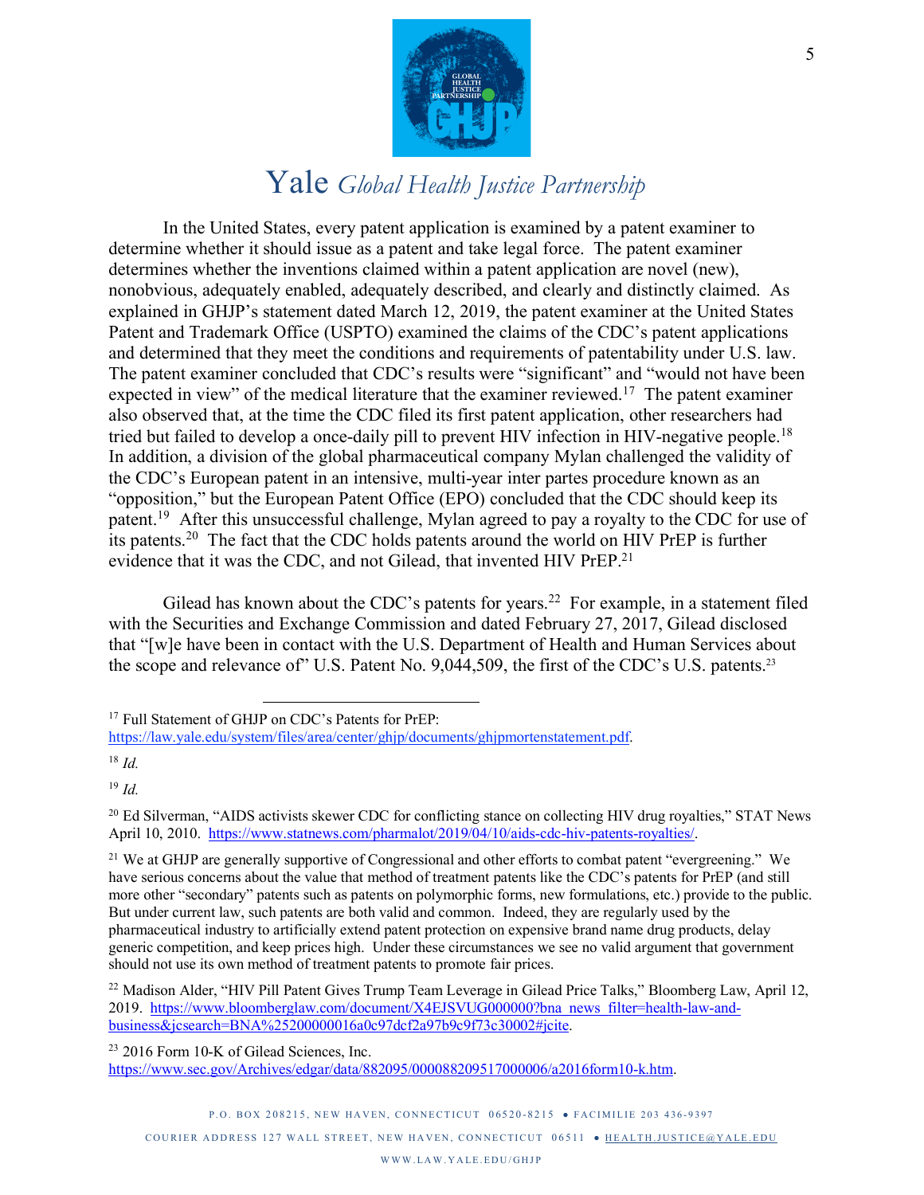In the United States, every patent application is examined by a patent examiner to determine whether it should issue as a patent and take legal force. The patent examiner determines whether the inventions claimed within a patent application are novel (new), nonobvious, adequately enabled, adequately described, and clearly and distinctly claimed. As explained in GHJP's statement dated March 12, 2019, the patent examiner at the United States Patent and Trademark Office (USPTO) examined the claims of the CDC's patent applications and determined that they meet the conditions and requirements of patentability under U.S. law. The patent examiner concluded that CDC's results were "significant" and "would not have been expected in view" of the medical literature that the examiner reviewed.[17] The patent examiner also observed that, at the time the CDC filed its first patent application, other researchers had tried but failed to develop a once-daily pill to prevent HIV infection in HIV-negative people.[18] In addition, a division of the global pharmaceutical company Mylan challenged the validity of the CDC's European patent in an intensive, multi-year inter partes procedure known as an "opposition," but the European Patent Office (EPO) concluded that the CDC should keep its patent.[19] After this unsuccessful challenge, Mylan agreed to pay a royalty to the CDC for use of its patents.[20] The fact that the CDC holds patents around the world on HIV PrEP is further evidence that it was the CDC, and not Gilead, that invented HIV PrEP.[21]

Gilead has known about the CDC's patents for years.[22] For example, in a statement filed with the Securities and Exchange Commission and dated February 27, 2017, Gilead disclosed that "[w]e have been in contact with the U.S. Department of Health and Human Services about the scope and relevance of" U.S. Patent No. 9,044,509, the first of the CDC's U.S. patents.[23]

---

[17] Full Statement of GHJP on CDC's Patents for PrEP: https://law.yale.edu/system/files/area/center/ghjp/documents/ghjpmortenstatement.pdf.

[18] *Id.*

[19] *Id.*

[20] Ed Silverman, "AIDS activists skewer CDC for conflicting stance on collecting HIV drug royalties," STAT News April 10, 2010. https://www.statnews.com/pharmalot/2019/04/10/aids-cdc-hiv-patents-royalties/.

[21] We at GHJP are generally supportive of Congressional and other efforts to combat patent "evergreening." We have serious concerns about the value that method of treatment patents like the CDC's patents for PrEP (and still more other "secondary" patents such as patents on polymorphic forms, new formulations, etc.) provide to the public. But under current law, such patents are both valid and common. Indeed, they are regularly used by the pharmaceutical industry to artificially extend patent protection on expensive brand name drug products, delay generic competition, and keep prices high. Under these circumstances we see no valid argument that government should not use its own method of treatment patents to promote fair prices.

[22] Madison Alder, "HIV Pill Patent Gives Trump Team Leverage in Gilead Price Talks," Bloomberg Law, April 12, 2019. https://www.bloomberglaw.com/document/X4EJSVUG000000?bna_news_filter=health-law-and-business&jcsearch=BNA%25200000016a0c97dcf2a97b9c9f73c30002#jcite.

[23] 2016 Form 10-K of Gilead Sciences, Inc. https://www.sec.gov/Archives/edgar/data/882095/000088209517000006/a2016form10-k.htm.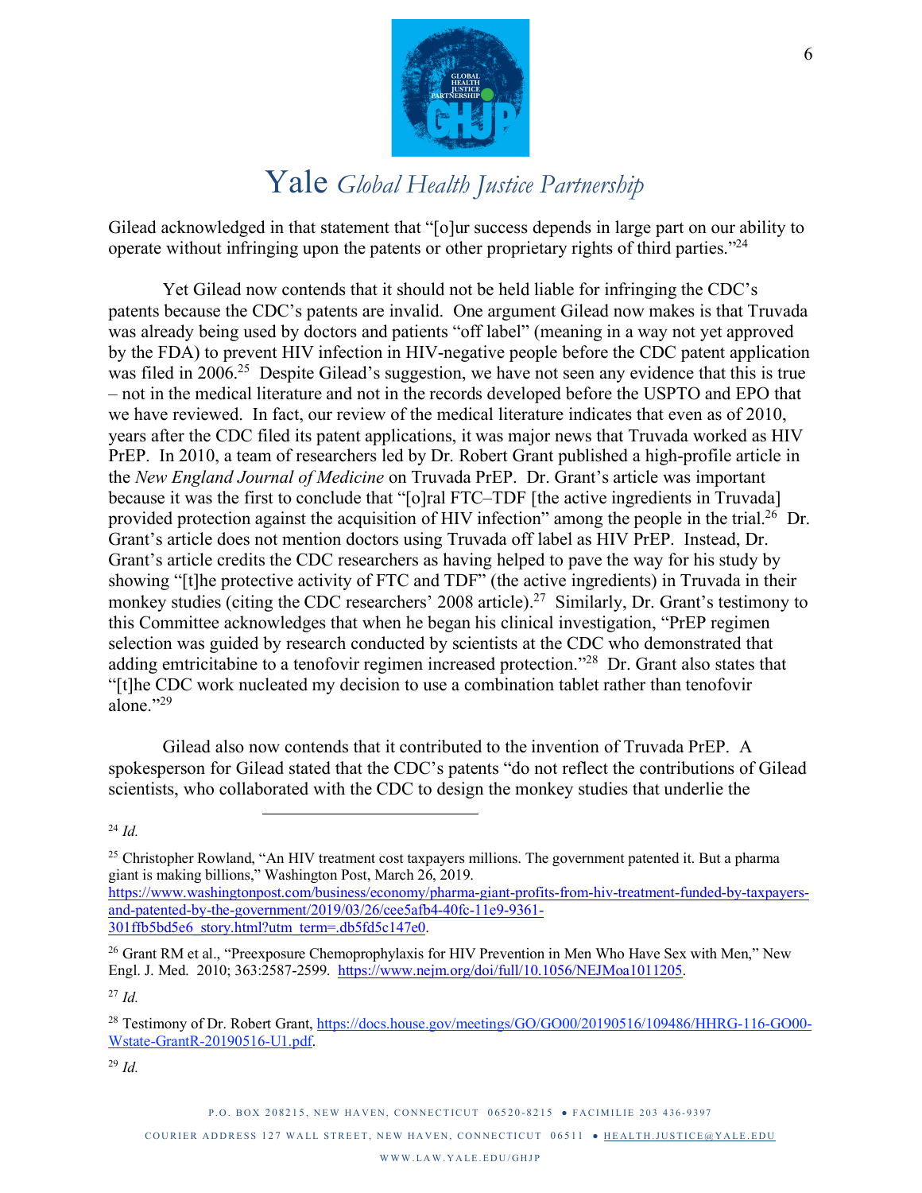Gilead acknowledged in that statement that "[o]ur success depends in large part on our ability to operate without infringing upon the patents or other proprietary rights of third parties."[24]

Yet Gilead now contends that it should not be held liable for infringing the CDC's patents because the CDC's patents are invalid. One argument Gilead now makes is that Truvada was already being used by doctors and patients "off label" (meaning in a way not yet approved by the FDA) to prevent HIV infection in HIV-negative people before the CDC patent application was filed in 2006.[25] Despite Gilead's suggestion, we have not seen any evidence that this is true – not in the medical literature and not in the records developed before the USPTO and EPO that we have reviewed. In fact, our review of the medical literature indicates that even as of 2010, years after the CDC filed its patent applications, it was major news that Truvada worked as HIV PrEP. In 2010, a team of researchers led by Dr. Robert Grant published a high-profile article in the *New England Journal of Medicine* on Truvada PrEP. Dr. Grant's article was important because it was the first to conclude that "[o]ral FTC–TDF [the active ingredients in Truvada] provided protection against the acquisition of HIV infection" among the people in the trial.[26] Dr. Grant's article does not mention doctors using Truvada off label as HIV PrEP. Instead, Dr. Grant's article credits the CDC researchers as having helped to pave the way for his study by showing "[t]he protective activity of FTC and TDF" (the active ingredients) in Truvada in their monkey studies (citing the CDC researchers' 2008 article).[27] Similarly, Dr. Grant's testimony to this Committee acknowledges that when he began his clinical investigation, "PrEP regimen selection was guided by research conducted by scientists at the CDC who demonstrated that adding emtricitabine to a tenofovir regimen increased protection."[28] Dr. Grant also states that "[t]he CDC work nucleated my decision to use a combination tablet rather than tenofovir alone."[29]

Gilead also now contends that it contributed to the invention of Truvada PrEP. A spokesperson for Gilead stated that the CDC's patents "do not reflect the contributions of Gilead scientists, who collaborated with the CDC to design the monkey studies that underlie the

---

[24] *Id.*

[25] Christopher Rowland, "An HIV treatment cost taxpayers millions. The government patented it. But a pharma giant is making billions," Washington Post, March 26, 2019. https://www.washingtonpost.com/business/economy/pharma-giant-profits-from-hiv-treatment-funded-by-taxpayers-and-patented-by-the-government/2019/03/26/cee5afb4-40fc-11e9-9361-301ffb5bd5e6_story.html?utm_term=.db5fd5c147e0.

[26] Grant RM et al., "Preexposure Chemoprophylaxis for HIV Prevention in Men Who Have Sex with Men," New Engl. J. Med. 2010; 363:2587-2599. https://www.nejm.org/doi/full/10.1056/NEJMoa1011205.

[27] *Id.*

[28] Testimony of Dr. Robert Grant, https://docs.house.gov/meetings/GO/GO00/20190516/109486/HHRG-116-GO00-Wstate-GrantR-20190516-U1.pdf.

[29] *Id.*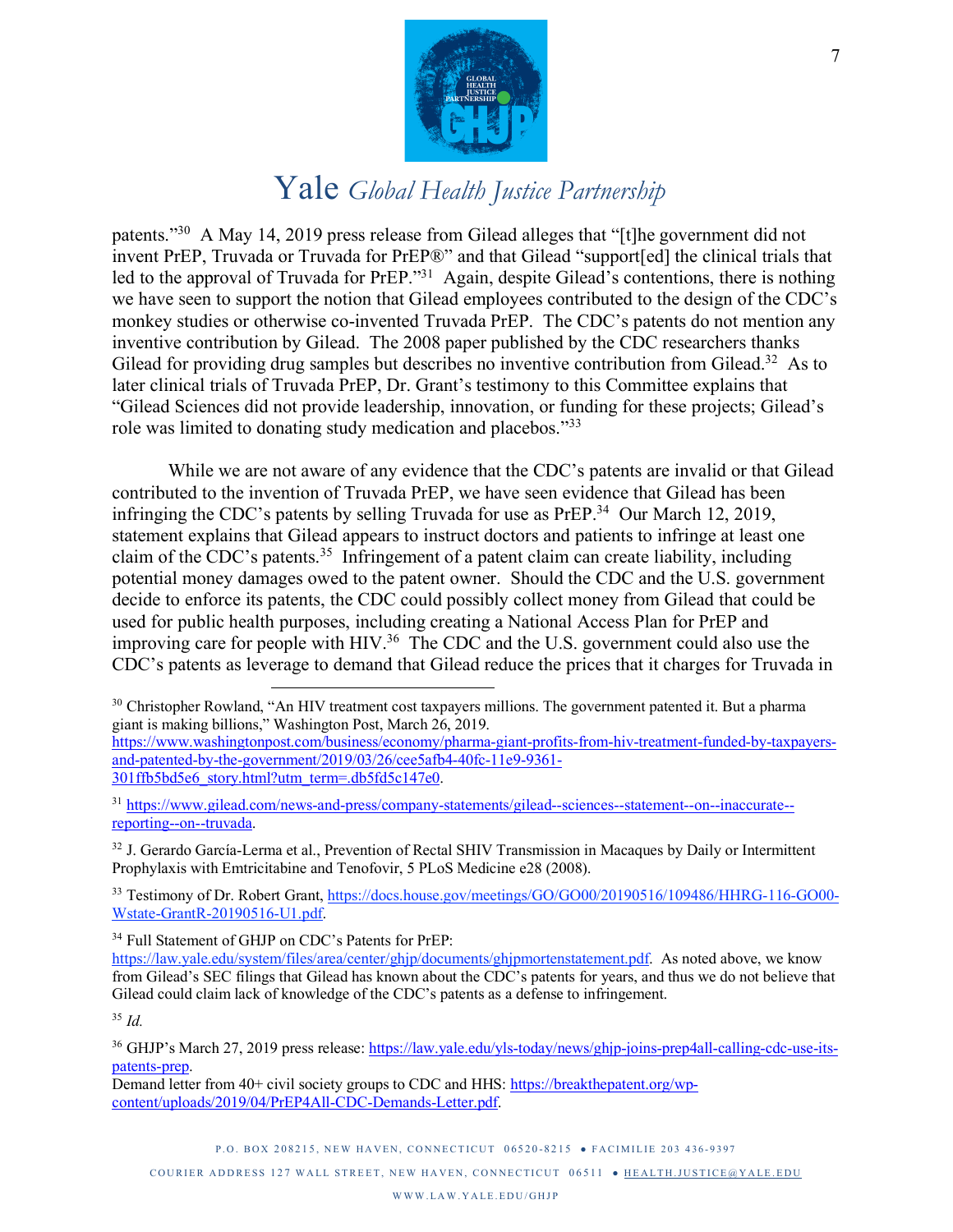patents."[30] A May 14, 2019 press release from Gilead alleges that "[t]he government did not invent PrEP, Truvada or Truvada for PrEP®" and that Gilead "support[ed] the clinical trials that led to the approval of Truvada for PrEP."[31] Again, despite Gilead's contentions, there is nothing we have seen to support the notion that Gilead employees contributed to the design of the CDC's monkey studies or otherwise co-invented Truvada PrEP. The CDC's patents do not mention any inventive contribution by Gilead. The 2008 paper published by the CDC researchers thanks Gilead for providing drug samples but describes no inventive contribution from Gilead.[32] As to later clinical trials of Truvada PrEP, Dr. Grant's testimony to this Committee explains that "Gilead Sciences did not provide leadership, innovation, or funding for these projects; Gilead's role was limited to donating study medication and placebos."[33]

While we are not aware of any evidence that the CDC's patents are invalid or that Gilead contributed to the invention of Truvada PrEP, we have seen evidence that Gilead has been infringing the CDC's patents by selling Truvada for use as PrEP.[34] Our March 12, 2019, statement explains that Gilead appears to instruct doctors and patients to infringe at least one claim of the CDC's patents.[35] Infringement of a patent claim can create liability, including potential money damages owed to the patent owner. Should the CDC and the U.S. government decide to enforce its patents, the CDC could possibly collect money from Gilead that could be used for public health purposes, including creating a National Access Plan for PrEP and improving care for people with HIV.[36] The CDC and the U.S. government could also use the CDC's patents as leverage to demand that Gilead reduce the prices that it charges for Truvada in

---

[30] Christopher Rowland, "An HIV treatment cost taxpayers millions. The government patented it. But a pharma giant is making billions," Washington Post, March 26, 2019. https://www.washingtonpost.com/business/economy/pharma-giant-profits-from-hiv-treatment-funded-by-taxpayers-and-patented-by-the-government/2019/03/26/cee5afb4-40fc-11e9-9361-301ffb5bd5e6_story.html?utm_term=.db5fd5c147e0.

[31] https://www.gilead.com/news-and-press/company-statements/gilead--sciences--statement--on--inaccurate--reporting--on--truvada.

[32] J. Gerardo García-Lerma et al., Prevention of Rectal SHIV Transmission in Macaques by Daily or Intermittent Prophylaxis with Emtricitabine and Tenofovir, 5 PLoS Medicine e28 (2008).

[33] Testimony of Dr. Robert Grant, https://docs.house.gov/meetings/GO/GO00/20190516/109486/HHRG-116-GO00-Wstate-GrantR-20190516-U1.pdf.

[34] Full Statement of GHJP on CDC's Patents for PrEP: https://law.yale.edu/system/files/area/center/ghjp/documents/ghjpmortenstatement.pdf. As noted above, we know from Gilead's SEC filings that Gilead has known about the CDC's patents for years, and thus we do not believe that Gilead could claim lack of knowledge of the CDC's patents as a defense to infringement.

[35] *Id.*

[36] GHJP's March 27, 2019 press release: https://law.yale.edu/yls-today/news/ghjp-joins-prep4all-calling-cdc-use-its-patents-prep.
Demand letter from 40+ civil society groups to CDC and HHS: https://breakthepatent.org/wp-content/uploads/2019/04/PrEP4All-CDC-Demands-Letter.pdf.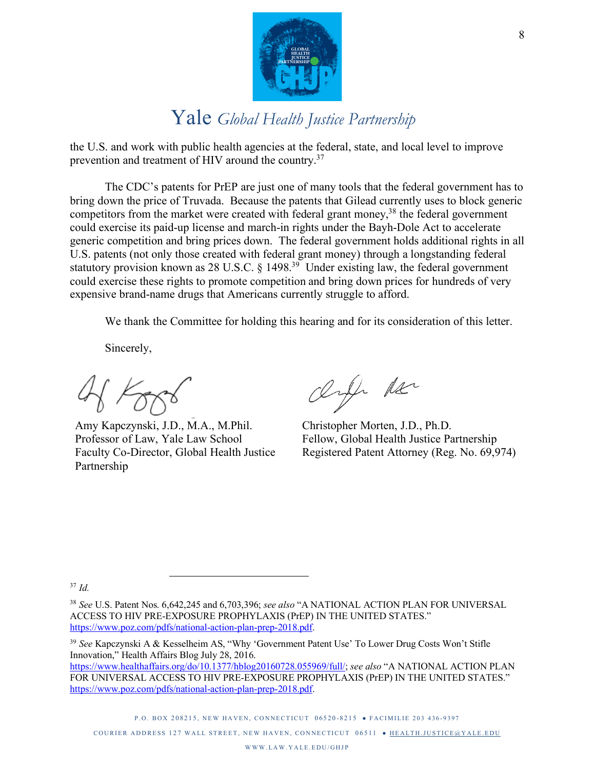the U.S. and work with public health agencies at the federal, state, and local level to improve prevention and treatment of HIV around the country.[37]

The CDC's patents for PrEP are just one of many tools that the federal government has to bring down the price of Truvada. Because the patents that Gilead currently uses to block generic competitors from the market were created with federal grant money,[38] the federal government could exercise its paid-up license and march-in rights under the Bayh-Dole Act to accelerate generic competition and bring prices down. The federal government holds additional rights in all U.S. patents (not only those created with federal grant money) through a longstanding federal statutory provision known as 28 U.S.C. § 1498.[39] Under existing law, the federal government could exercise these rights to promote competition and bring down prices for hundreds of very expensive brand-name drugs that Americans currently struggle to afford.

We thank the Committee for holding this hearing and for its consideration of this letter.

Sincerely,

Amy Kapczynski, J.D., M.A., M.Phil.
Professor of Law, Yale Law School
Faculty Co-Director, Global Health Justice Partnership

Christopher Morten, J.D., Ph.D.
Fellow, Global Health Justice Partnership
Registered Patent Attorney (Reg. No. 69,974)

---

[37] *Id.*

[38] *See* U.S. Patent Nos. 6,642,245 and 6,703,396; *see also* "A NATIONAL ACTION PLAN FOR UNIVERSAL ACCESS TO HIV PRE-EXPOSURE PROPHYLAXIS (PrEP) IN THE UNITED STATES." https://www.poz.com/pdfs/national-action-plan-prep-2018.pdf.

[39] *See* Kapczynski A & Kesselheim AS, "Why 'Government Patent Use' To Lower Drug Costs Won't Stifle Innovation," Health Affairs Blog July 28, 2016. https://www.healthaffairs.org/do/10.1377/hblog20160728.055969/full/; *see also* "A NATIONAL ACTION PLAN FOR UNIVERSAL ACCESS TO HIV PRE-EXPOSURE PROPHYLAXIS (PrEP) IN THE UNITED STATES." https://www.poz.com/pdfs/national-action-plan-prep-2018.pdf.